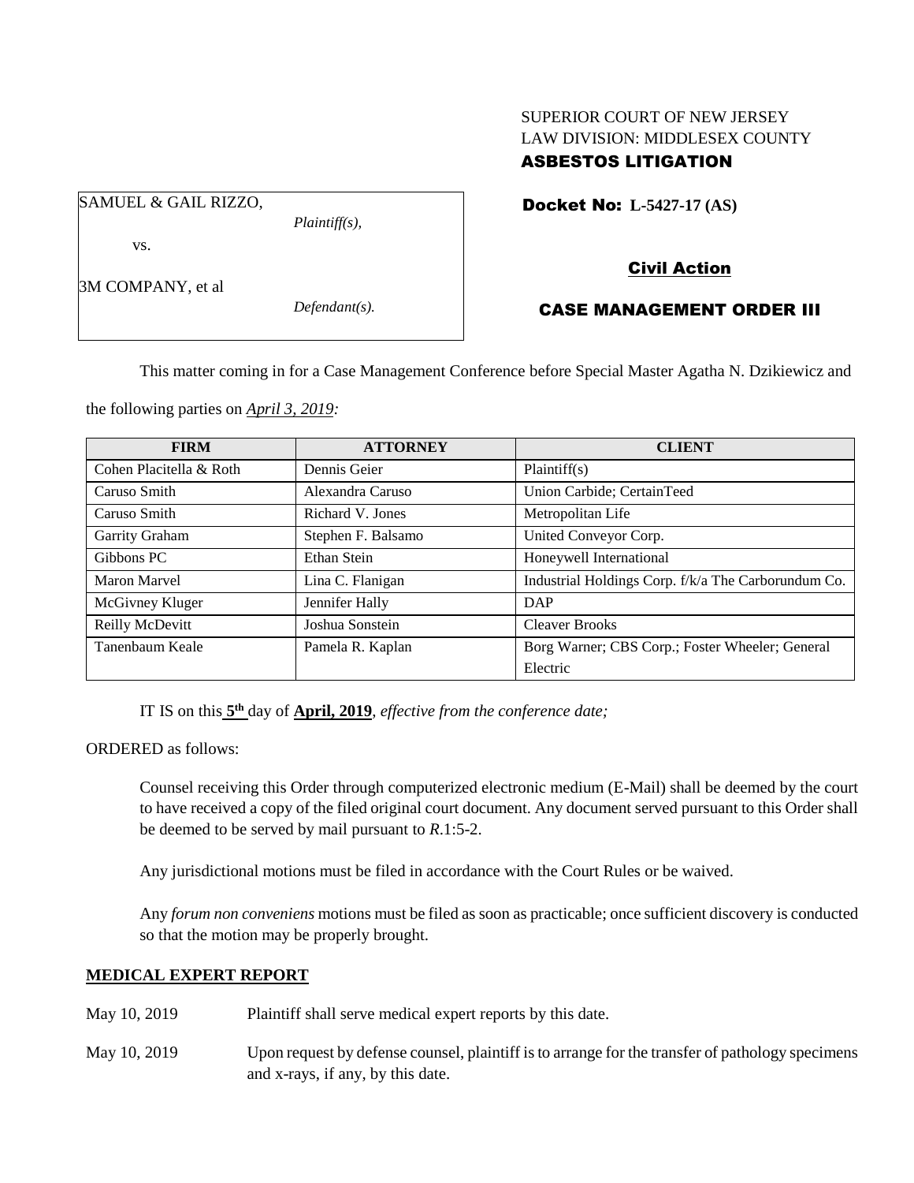SUPERIOR COURT OF NEW JERSEY
LAW DIVISION: MIDDLESEX COUNTY
**ASBESTOS LITIGATION**

SAMUEL & GAIL RIZZO,
*Plaintiff(s),*

vs.

3M COMPANY, et al
*Defendant(s).*

**Docket No: L-5427-17 (AS)**

**Civil Action**

**CASE MANAGEMENT ORDER III**

This matter coming in for a Case Management Conference before Special Master Agatha N. Dzikiewicz and the following parties on *April 3, 2019:*

| FIRM | ATTORNEY | CLIENT |
|---|---|---|
| Cohen Placitella & Roth | Dennis Geier | Plaintiff(s) |
| Caruso Smith | Alexandra Caruso | Union Carbide; CertainTeed |
| Caruso Smith | Richard V. Jones | Metropolitan Life |
| Garrity Graham | Stephen F. Balsamo | United Conveyor Corp. |
| Gibbons PC | Ethan Stein | Honeywell International |
| Maron Marvel | Lina C. Flanigan | Industrial Holdings Corp. f/k/a The Carborundum Co. |
| McGivney Kluger | Jennifer Hally | DAP |
| Reilly McDevitt | Joshua Sonstein | Cleaver Brooks |
| Tanenbaum Keale | Pamela R. Kaplan | Borg Warner; CBS Corp.; Foster Wheeler; General Electric |

IT IS on this **5th** day of **April, 2019**, *effective from the conference date;*

ORDERED as follows:

Counsel receiving this Order through computerized electronic medium (E-Mail) shall be deemed by the court to have received a copy of the filed original court document. Any document served pursuant to this Order shall be deemed to be served by mail pursuant to *R*.1:5-2.

Any jurisdictional motions must be filed in accordance with the Court Rules or be waived.

Any *forum non conveniens* motions must be filed as soon as practicable; once sufficient discovery is conducted so that the motion may be properly brought.

**MEDICAL EXPERT REPORT**

May 10, 2019 Plaintiff shall serve medical expert reports by this date.

May 10, 2019 Upon request by defense counsel, plaintiff is to arrange for the transfer of pathology specimens and x-rays, if any, by this date.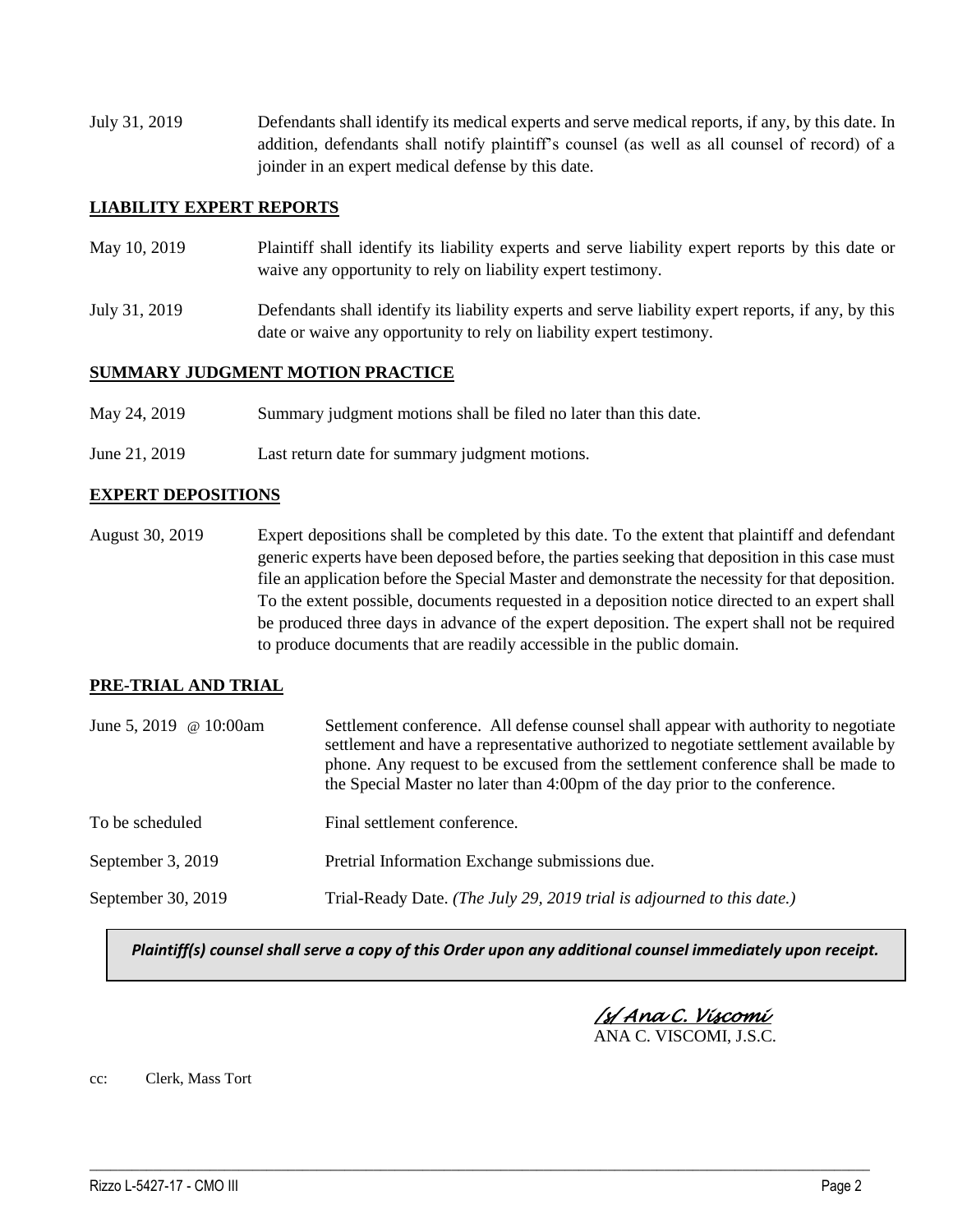| | |
|---|---|
| July 31, 2019 | Defendants shall identify its medical experts and serve medical reports, if any, by this date. In addition, defendants shall notify plaintiff's counsel (as well as all counsel of record) of a joinder in an expert medical defense by this date. |

## LIABILITY EXPERT REPORTS

| | |
|---|---|
| May 10, 2019 | Plaintiff shall identify its liability experts and serve liability expert reports by this date or waive any opportunity to rely on liability expert testimony. |
| July 31, 2019 | Defendants shall identify its liability experts and serve liability expert reports, if any, by this date or waive any opportunity to rely on liability expert testimony. |

## SUMMARY JUDGMENT MOTION PRACTICE

| | |
|---|---|
| May 24, 2019 | Summary judgment motions shall be filed no later than this date. |
| June 21, 2019 | Last return date for summary judgment motions. |

## EXPERT DEPOSITIONS

| | |
|---|---|
| August 30, 2019 | Expert depositions shall be completed by this date. To the extent that plaintiff and defendant generic experts have been deposed before, the parties seeking that deposition in this case must file an application before the Special Master and demonstrate the necessity for that deposition. To the extent possible, documents requested in a deposition notice directed to an expert shall be produced three days in advance of the expert deposition. The expert shall not be required to produce documents that are readily accessible in the public domain. |

## PRE-TRIAL AND TRIAL

| | |
|---|---|
| June 5, 2019 @ 10:00am | Settlement conference. All defense counsel shall appear with authority to negotiate settlement and have a representative authorized to negotiate settlement available by phone. Any request to be excused from the settlement conference shall be made to the Special Master no later than 4:00pm of the day prior to the conference. |
| To be scheduled | Final settlement conference. |
| September 3, 2019 | Pretrial Information Exchange submissions due. |
| September 30, 2019 | Trial-Ready Date. *(The July 29, 2019 trial is adjourned to this date.)* |

***Plaintiff(s) counsel shall serve a copy of this Order upon any additional counsel immediately upon receipt.***

*/s/ Ana C. Viscomi*
ANA C. VISCOMI, J.S.C.

cc: Clerk, Mass Tort